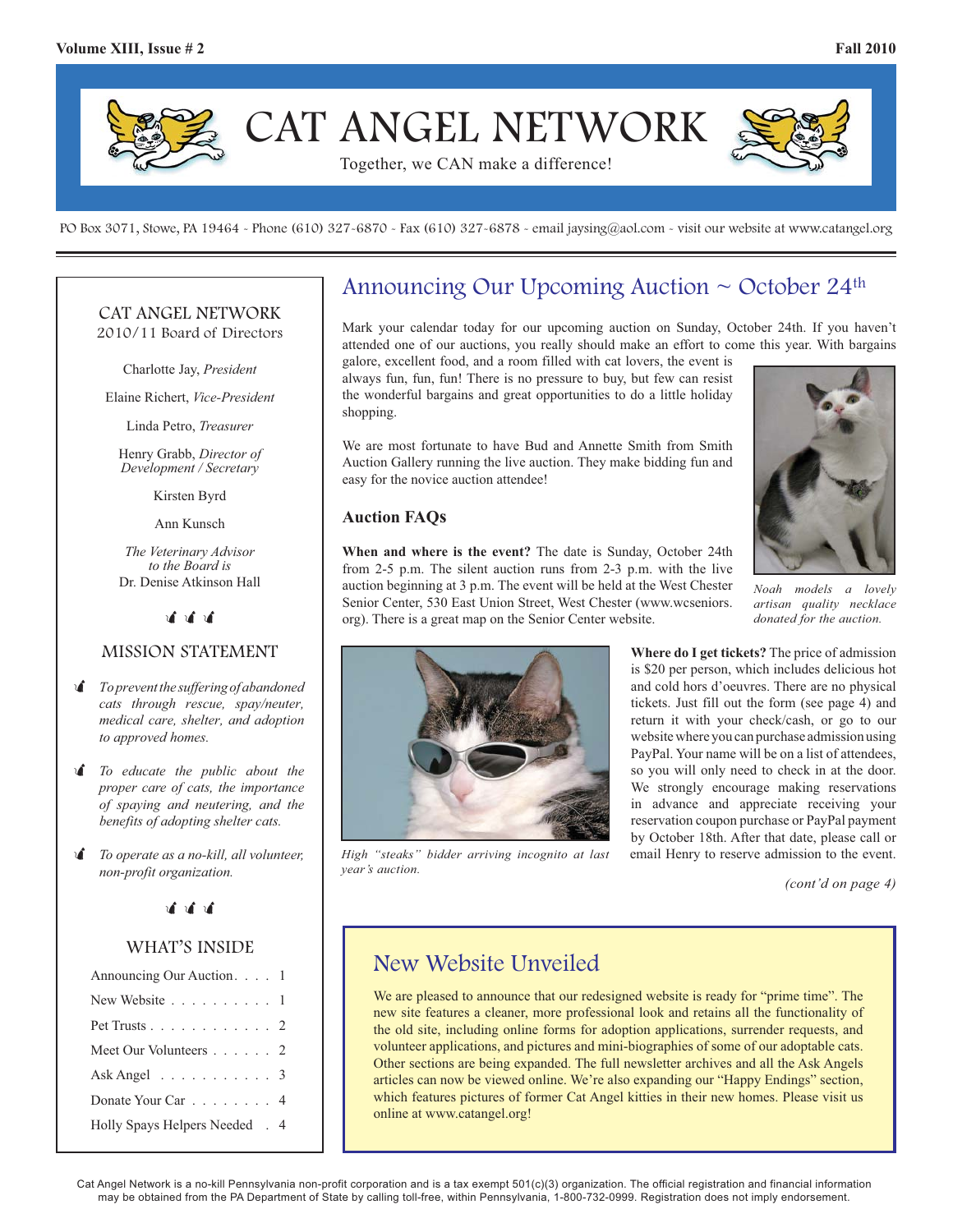# CAT ANGEL NETWORK

Together, we CAN make a difference!

PO Box 3071, Stowe, PA 19464 ~ Phone (610) 327-6870 ~ Fax (610) 327-6878 ~ email jaysing@aol.com ~ visit our website at www.catangel.org

## CAT ANGEL NETWORK 2010/11 Board of Directors

Charlotte Jay, *President*

Elaine Richert, *Vice-President*

Linda Petro, *Treasurer*

Henry Grabb, *Director of Development / Secretary*

Kirsten Byrd

Ann Kunsch

*The Veterinary Advisor to the Board is*
Dr. Denise Atkinson Hall

## MISSION STATEMENT

- *To prevent the suffering of abandoned cats through rescue, spay/neuter, medical care, shelter, and adoption to approved homes.*
- *To educate the public about the proper care of cats, the importance of spaying and neutering, and the benefits of adopting shelter cats.*
- *To operate as a no-kill, all volunteer, non-profit organization.*

## WHAT'S INSIDE

| | |
|---|---|
| Announcing Our Auction | 1 |
| New Website | 1 |
| Pet Trusts | 2 |
| Meet Our Volunteers | 2 |
| Ask Angel | 3 |
| Donate Your Car | 4 |
| Holly Spays Helpers Needed | 4 |

## Announcing Our Upcoming Auction ~ October 24th

Mark your calendar today for our upcoming auction on Sunday, October 24th. If you haven't attended one of our auctions, you really should make an effort to come this year. With bargains galore, excellent food, and a room filled with cat lovers, the event is always fun, fun, fun! There is no pressure to buy, but few can resist the wonderful bargains and great opportunities to do a little holiday shopping.

We are most fortunate to have Bud and Annette Smith from Smith Auction Gallery running the live auction. They make bidding fun and easy for the novice auction attendee!

*Noah models a lovely artisan quality necklace donated for the auction.*

### Auction FAQs

**When and where is the event?** The date is Sunday, October 24th from 2-5 p.m. The silent auction runs from 2-3 p.m. with the live auction beginning at 3 p.m. The event will be held at the West Chester Senior Center, 530 East Union Street, West Chester (www.wcseniors.org). There is a great map on the Senior Center website.

*High "steaks" bidder arriving incognito at last year's auction.*

**Where do I get tickets?** The price of admission is $20 per person, which includes delicious hot and cold hors d'oeuvres. There are no physical tickets. Just fill out the form (see page 4) and return it with your check/cash, or go to our website where you can purchase admission using PayPal. Your name will be on a list of attendees, so you will only need to check in at the door. We strongly encourage making reservations in advance and appreciate receiving your reservation coupon purchase or PayPal payment by October 18th. After that date, please call or email Henry to reserve admission to the event.

*(cont'd on page 4)*

## New Website Unveiled

We are pleased to announce that our redesigned website is ready for "prime time". The new site features a cleaner, more professional look and retains all the functionality of the old site, including online forms for adoption applications, surrender requests, and volunteer applications, and pictures and mini-biographies of some of our adoptable cats. Other sections are being expanded. The full newsletter archives and all the Ask Angels articles can now be viewed online. We're also expanding our "Happy Endings" section, which features pictures of former Cat Angel kitties in their new homes. Please visit us online at www.catangel.org!

Cat Angel Network is a no-kill Pennsylvania non-profit corporation and is a tax exempt 501(c)(3) organization. The official registration and financial information may be obtained from the PA Department of State by calling toll-free, within Pennsylvania, 1-800-732-0999. Registration does not imply endorsement.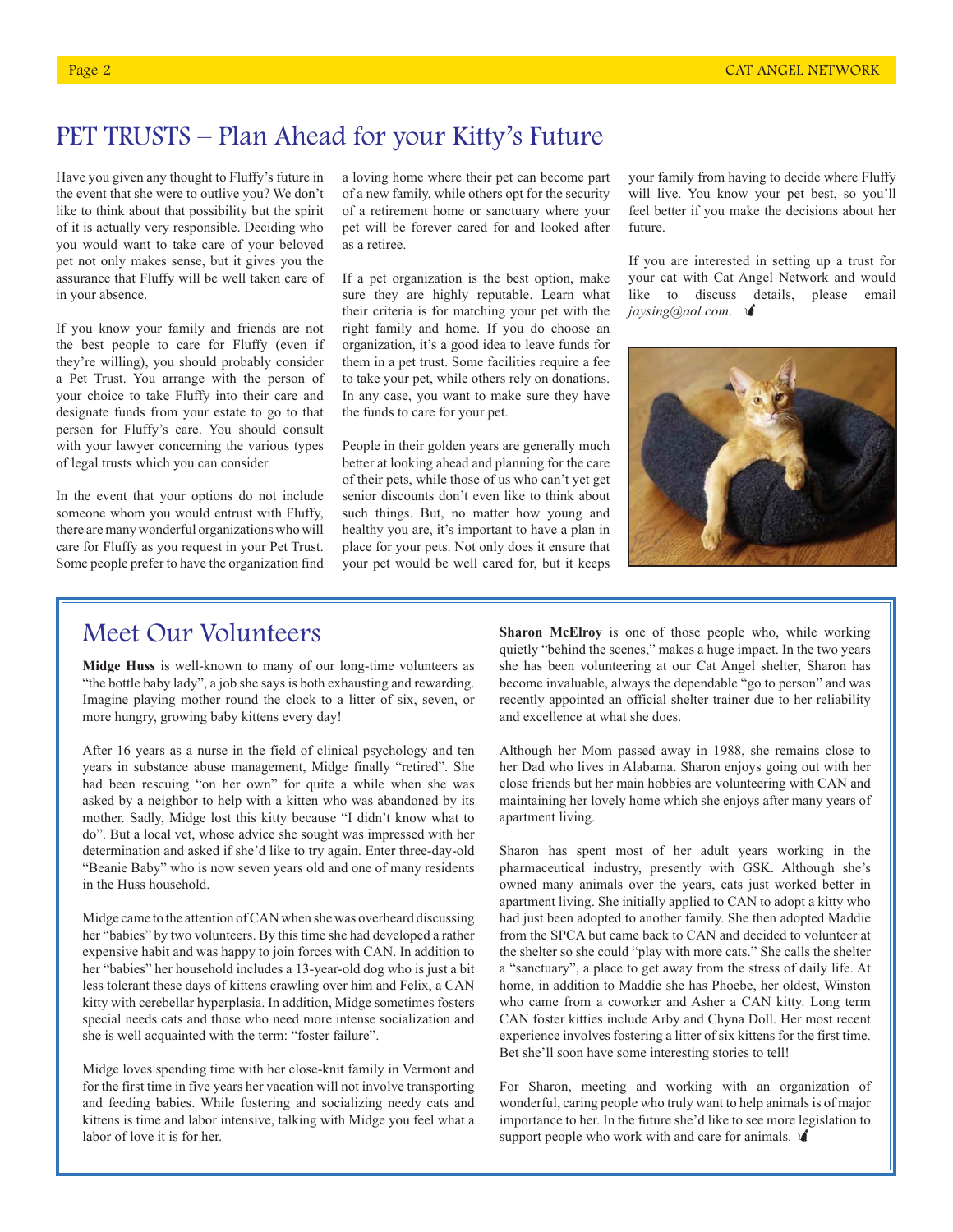# PET TRUSTS – Plan Ahead for your Kitty's Future

Have you given any thought to Fluffy's future in the event that she were to outlive you? We don't like to think about that possibility but the spirit of it is actually very responsible. Deciding who you would want to take care of your beloved pet not only makes sense, but it gives you the assurance that Fluffy will be well taken care of in your absence.

If you know your family and friends are not the best people to care for Fluffy (even if they're willing), you should probably consider a Pet Trust. You arrange with the person of your choice to take Fluffy into their care and designate funds from your estate to go to that person for Fluffy's care. You should consult with your lawyer concerning the various types of legal trusts which you can consider.

In the event that your options do not include someone whom you would entrust with Fluffy, there are many wonderful organizations who will care for Fluffy as you request in your Pet Trust. Some people prefer to have the organization find a loving home where their pet can become part of a new family, while others opt for the security of a retirement home or sanctuary where your pet will be forever cared for and looked after as a retiree.

If a pet organization is the best option, make sure they are highly reputable. Learn what their criteria is for matching your pet with the right family and home. If you do choose an organization, it's a good idea to leave funds for them in a pet trust. Some facilities require a fee to take your pet, while others rely on donations. In any case, you want to make sure they have the funds to care for your pet.

People in their golden years are generally much better at looking ahead and planning for the care of their pets, while those of us who can't yet get senior discounts don't even like to think about such things. But, no matter how young and healthy you are, it's important to have a plan in place for your pets. Not only does it ensure that your pet would be well cared for, but it keeps your family from having to decide where Fluffy will live. You know your pet best, so you'll feel better if you make the decisions about her future.

If you are interested in setting up a trust for your cat with Cat Angel Network and would like to discuss details, please email *jaysing@aol.com*.

## Meet Our Volunteers

**Midge Huss** is well-known to many of our long-time volunteers as "the bottle baby lady", a job she says is both exhausting and rewarding. Imagine playing mother round the clock to a litter of six, seven, or more hungry, growing baby kittens every day!

After 16 years as a nurse in the field of clinical psychology and ten years in substance abuse management, Midge finally "retired". She had been rescuing "on her own" for quite a while when she was asked by a neighbor to help with a kitten who was abandoned by its mother. Sadly, Midge lost this kitty because "I didn't know what to do". But a local vet, whose advice she sought was impressed with her determination and asked if she'd like to try again. Enter three-day-old "Beanie Baby" who is now seven years old and one of many residents in the Huss household.

Midge came to the attention of CAN when she was overheard discussing her "babies" by two volunteers. By this time she had developed a rather expensive habit and was happy to join forces with CAN. In addition to her "babies" her household includes a 13-year-old dog who is just a bit less tolerant these days of kittens crawling over him and Felix, a CAN kitty with cerebellar hyperplasia. In addition, Midge sometimes fosters special needs cats and those who need more intense socialization and she is well acquainted with the term: "foster failure".

Midge loves spending time with her close-knit family in Vermont and for the first time in five years her vacation will not involve transporting and feeding babies. While fostering and socializing needy cats and kittens is time and labor intensive, talking with Midge you feel what a labor of love it is for her.

**Sharon McElroy** is one of those people who, while working quietly "behind the scenes," makes a huge impact. In the two years she has been volunteering at our Cat Angel shelter, Sharon has become invaluable, always the dependable "go to person" and was recently appointed an official shelter trainer due to her reliability and excellence at what she does.

Although her Mom passed away in 1988, she remains close to her Dad who lives in Alabama. Sharon enjoys going out with her close friends but her main hobbies are volunteering with CAN and maintaining her lovely home which she enjoys after many years of apartment living.

Sharon has spent most of her adult years working in the pharmaceutical industry, presently with GSK. Although she's owned many animals over the years, cats just worked better in apartment living. She initially applied to CAN to adopt a kitty who had just been adopted to another family. She then adopted Maddie from the SPCA but came back to CAN and decided to volunteer at the shelter so she could "play with more cats." She calls the shelter a "sanctuary", a place to get away from the stress of daily life. At home, in addition to Maddie she has Phoebe, her oldest, Winston who came from a coworker and Asher a CAN kitty. Long term CAN foster kitties include Arby and Chyna Doll. Her most recent experience involves fostering a litter of six kittens for the first time. Bet she'll soon have some interesting stories to tell!

For Sharon, meeting and working with an organization of wonderful, caring people who truly want to help animals is of major importance to her. In the future she'd like to see more legislation to support people who work with and care for animals.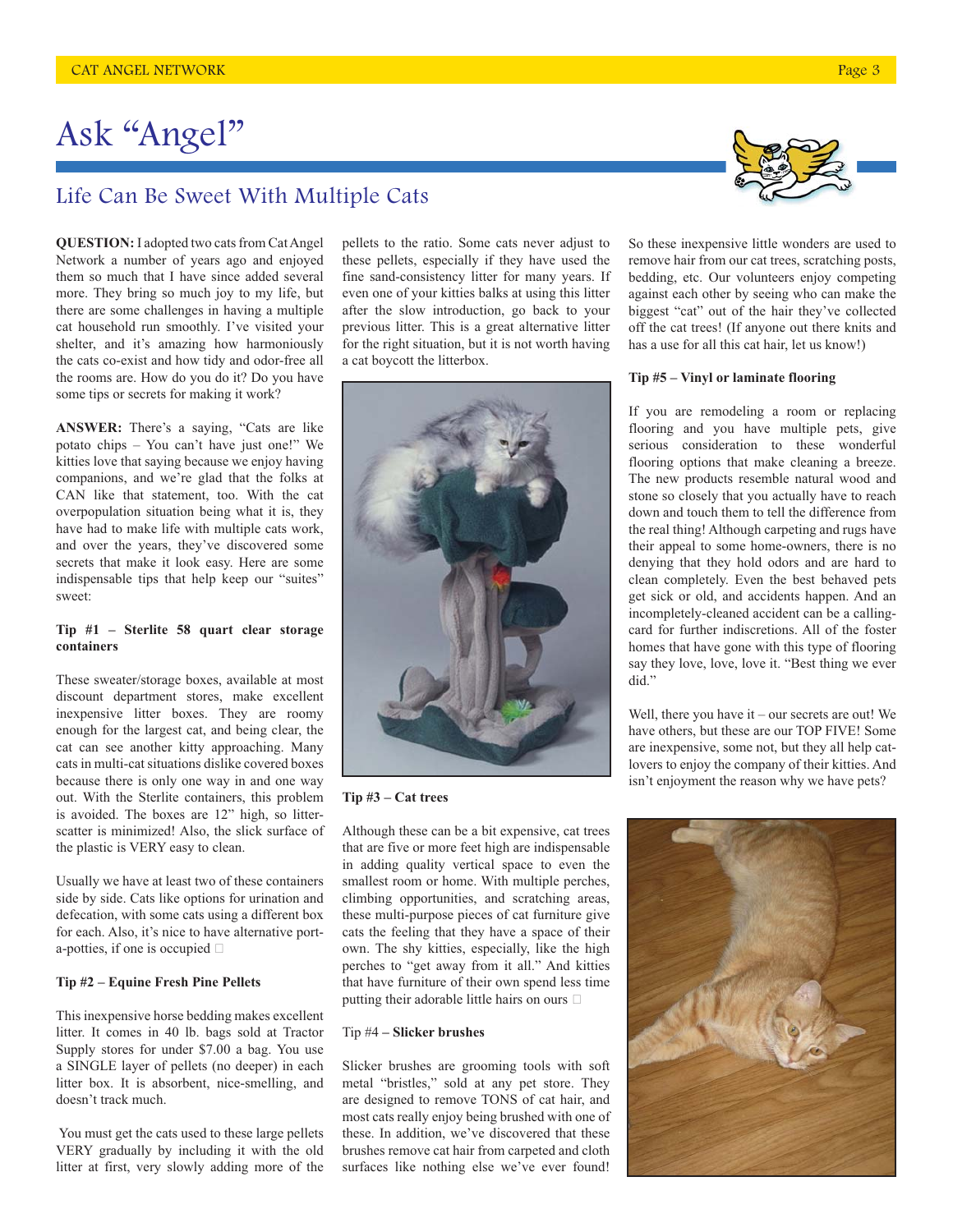# Ask "Angel"

## Life Can Be Sweet With Multiple Cats

**QUESTION:** I adopted two cats from Cat Angel Network a number of years ago and enjoyed them so much that I have since added several more. They bring so much joy to my life, but there are some challenges in having a multiple cat household run smoothly. I've visited your shelter, and it's amazing how harmoniously the cats co-exist and how tidy and odor-free all the rooms are. How do you do it? Do you have some tips or secrets for making it work?

**ANSWER:** There's a saying, "Cats are like potato chips – You can't have just one!" We kitties love that saying because we enjoy having companions, and we're glad that the folks at CAN like that statement, too. With the cat overpopulation situation being what it is, they have had to make life with multiple cats work, and over the years, they've discovered some secrets that make it look easy. Here are some indispensable tips that help keep our "suites" sweet:

**Tip #1 – Sterlite 58 quart clear storage containers**

These sweater/storage boxes, available at most discount department stores, make excellent inexpensive litter boxes. They are roomy enough for the largest cat, and being clear, the cat can see another kitty approaching. Many cats in multi-cat situations dislike covered boxes because there is only one way in and one way out. With the Sterlite containers, this problem is avoided. The boxes are 12" high, so litter-scatter is minimized! Also, the slick surface of the plastic is VERY easy to clean.

Usually we have at least two of these containers side by side. Cats like options for urination and defecation, with some cats using a different box for each. Also, it's nice to have alternative port-a-potties, if one is occupied 

**Tip #2 – Equine Fresh Pine Pellets**

This inexpensive horse bedding makes excellent litter. It comes in 40 lb. bags sold at Tractor Supply stores for under $7.00 a bag. You use a SINGLE layer of pellets (no deeper) in each litter box. It is absorbent, nice-smelling, and doesn't track much.

You must get the cats used to these large pellets VERY gradually by including it with the old litter at first, very slowly adding more of the pellets to the ratio. Some cats never adjust to these pellets, especially if they have used the fine sand-consistency litter for many years. If even one of your kitties balks at using this litter after the slow introduction, go back to your previous litter. This is a great alternative litter for the right situation, but it is not worth having a cat boycott the litterbox.

**Tip #3 – Cat trees**

Although these can be a bit expensive, cat trees that are five or more feet high are indispensable in adding quality vertical space to even the smallest room or home. With multiple perches, climbing opportunities, and scratching areas, these multi-purpose pieces of cat furniture give cats the feeling that they have a space of their own. The shy kitties, especially, like the high perches to "get away from it all." And kitties that have furniture of their own spend less time putting their adorable little hairs on ours 

Tip #4 **– Slicker brushes**

Slicker brushes are grooming tools with soft metal "bristles," sold at any pet store. They are designed to remove TONS of cat hair, and most cats really enjoy being brushed with one of these. In addition, we've discovered that these brushes remove cat hair from carpeted and cloth surfaces like nothing else we've ever found! So these inexpensive little wonders are used to remove hair from our cat trees, scratching posts, bedding, etc. Our volunteers enjoy competing against each other by seeing who can make the biggest "cat" out of the hair they've collected off the cat trees! (If anyone out there knits and has a use for all this cat hair, let us know!)

**Tip #5 – Vinyl or laminate flooring**

If you are remodeling a room or replacing flooring and you have multiple pets, give serious consideration to these wonderful flooring options that make cleaning a breeze. The new products resemble natural wood and stone so closely that you actually have to reach down and touch them to tell the difference from the real thing! Although carpeting and rugs have their appeal to some home-owners, there is no denying that they hold odors and are hard to clean completely. Even the best behaved pets get sick or old, and accidents happen. And an incompletely-cleaned accident can be a calling-card for further indiscretions. All of the foster homes that have gone with this type of flooring say they love, love, love it. "Best thing we ever did."

Well, there you have it – our secrets are out! We have others, but these are our TOP FIVE! Some are inexpensive, some not, but they all help cat-lovers to enjoy the company of their kitties. And isn't enjoyment the reason why we have pets?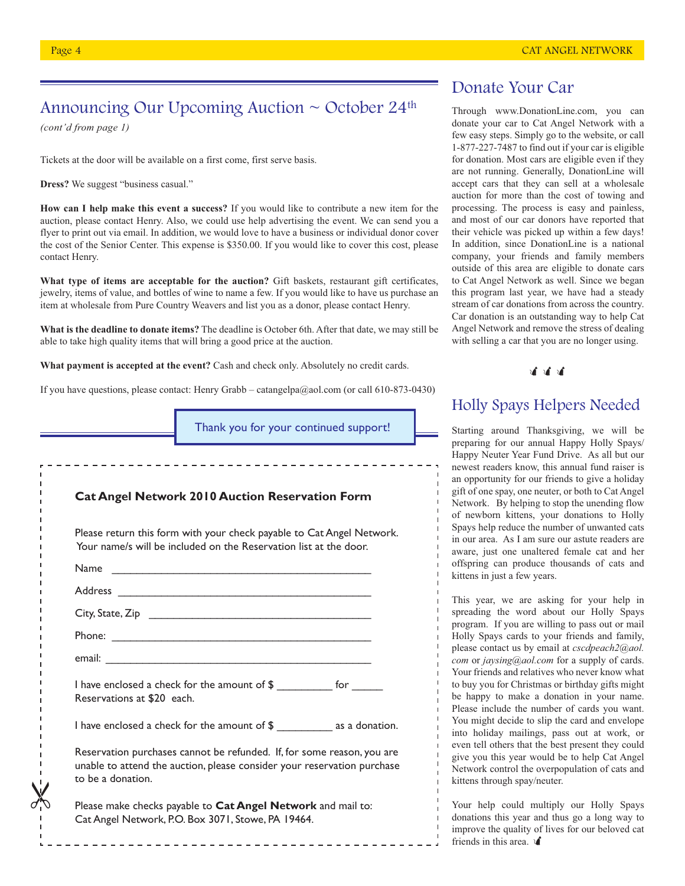## Announcing Our Upcoming Auction ~ October 24th

*(cont'd from page 1)*

Tickets at the door will be available on a first come, first serve basis.

**Dress?** We suggest "business casual."

**How can I help make this event a success?** If you would like to contribute a new item for the auction, please contact Henry. Also, we could use help advertising the event. We can send you a flyer to print out via email. In addition, we would love to have a business or individual donor cover the cost of the Senior Center. This expense is $350.00. If you would like to cover this cost, please contact Henry.

**What type of items are acceptable for the auction?** Gift baskets, restaurant gift certificates, jewelry, items of value, and bottles of wine to name a few. If you would like to have us purchase an item at wholesale from Pure Country Weavers and list you as a donor, please contact Henry.

**What is the deadline to donate items?** The deadline is October 6th. After that date, we may still be able to take high quality items that will bring a good price at the auction.

**What payment is accepted at the event?** Cash and check only. Absolutely no credit cards.

If you have questions, please contact: Henry Grabb – catangelpa@aol.com (or call 610-873-0430)

Thank you for your continued support!

### Cat Angel Network 2010 Auction Reservation Form

Please return this form with your check payable to Cat Angel Network. Your name/s will be included on the Reservation list at the door.

Name ____________________________________________

Address __________________________________________

City, State, Zip _____________________________________

Phone: ___________________________________________

email: ____________________________________________

I have enclosed a check for the amount of $ _________ for _____ Reservations at $20 each.

I have enclosed a check for the amount of $ _________ as a donation.

Reservation purchases cannot be refunded. If, for some reason, you are unable to attend the auction, please consider your reservation purchase to be a donation.

Please make checks payable to **Cat Angel Network** and mail to: Cat Angel Network, P.O. Box 3071, Stowe, PA 19464.

## Donate Your Car

Through www.DonationLine.com, you can donate your car to Cat Angel Network with a few easy steps. Simply go to the website, or call 1-877-227-7487 to find out if your car is eligible for donation. Most cars are eligible even if they are not running. Generally, DonationLine will accept cars that they can sell at a wholesale auction for more than the cost of towing and processing. The process is easy and painless, and most of our car donors have reported that their vehicle was picked up within a few days! In addition, since DonationLine is a national company, your friends and family members outside of this area are eligible to donate cars to Cat Angel Network as well. Since we began this program last year, we have had a steady stream of car donations from across the country. Car donation is an outstanding way to help Cat Angel Network and remove the stress of dealing with selling a car that you are no longer using.

## Holly Spays Helpers Needed

Starting around Thanksgiving, we will be preparing for our annual Happy Holly Spays/ Happy Neuter Year Fund Drive. As all but our newest readers know, this annual fund raiser is an opportunity for our friends to give a holiday gift of one spay, one neuter, or both to Cat Angel Network. By helping to stop the unending flow of newborn kittens, your donations to Holly Spays help reduce the number of unwanted cats in our area. As I am sure our astute readers are aware, just one unaltered female cat and her offspring can produce thousands of cats and kittens in just a few years.

This year, we are asking for your help in spreading the word about our Holly Spays program. If you are willing to pass out or mail Holly Spays cards to your friends and family, please contact us by email at *cscdpeach2@aol.com* or *jaysing@aol.com* for a supply of cards. Your friends and relatives who never know what to buy you for Christmas or birthday gifts might be happy to make a donation in your name. Please include the number of cards you want. You might decide to slip the card and envelope into holiday mailings, pass out at work, or even tell others that the best present they could give you this year would be to help Cat Angel Network control the overpopulation of cats and kittens through spay/neuter.

Your help could multiply our Holly Spays donations this year and thus go a long way to improve the quality of lives for our beloved cat friends in this area.